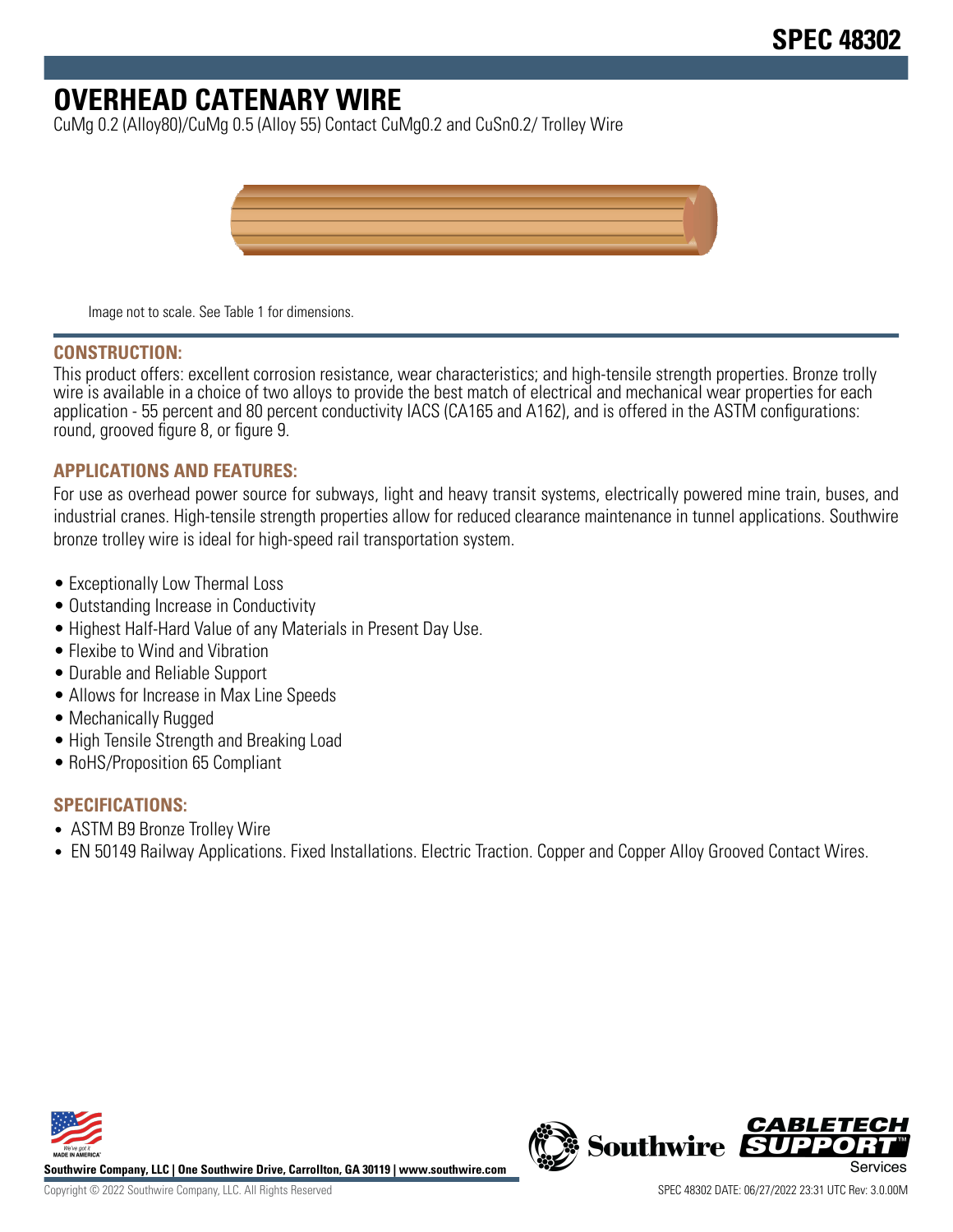# SPEC 48302

# OVERHEAD CATENARY WIRE

CuMg 0.2 (Alloy80)/CuMg 0.5 (Alloy 55) Contact CuMg0.2 and CuSn0.2/ Trolley Wire

Image not to scale. See Table 1 for dimensions.

## CONSTRUCTION:

This product offers: excellent corrosion resistance, wear characteristics; and high-tensile strength properties. Bronze trolly wire is available in a choice of two alloys to provide the best match of electrical and mechanical wear properties for each application - 55 percent and 80 percent conductivity IACS (CA165 and A162), and is offered in the ASTM configurations: round, grooved figure 8, or figure 9.

## APPLICATIONS AND FEATURES:

For use as overhead power source for subways, light and heavy transit systems, electrically powered mine train, buses, and industrial cranes. High-tensile strength properties allow for reduced clearance maintenance in tunnel applications. Southwire bronze trolley wire is ideal for high-speed rail transportation system.

- Exceptionally Low Thermal Loss
- Outstanding Increase in Conductivity
- Highest Half-Hard Value of any Materials in Present Day Use.
- Flexibe to Wind and Vibration
- Durable and Reliable Support
- Allows for Increase in Max Line Speeds
- Mechanically Rugged
- High Tensile Strength and Breaking Load
- RoHS/Proposition 65 Compliant

## SPECIFICATIONS:

- ASTM B9 Bronze Trolley Wire
- EN 50149 Railway Applications. Fixed Installations. Electric Traction. Copper and Copper Alloy Grooved Contact Wires.

**Southwire Company, LLC | One Southwire Drive, Carrollton, GA 30119 | www.southwire.com**

Copyright © 2022 Southwire Company, LLC. All Rights Reserved

SPEC 48302 DATE: 06/27/2022 23:31 UTC Rev: 3.0.00M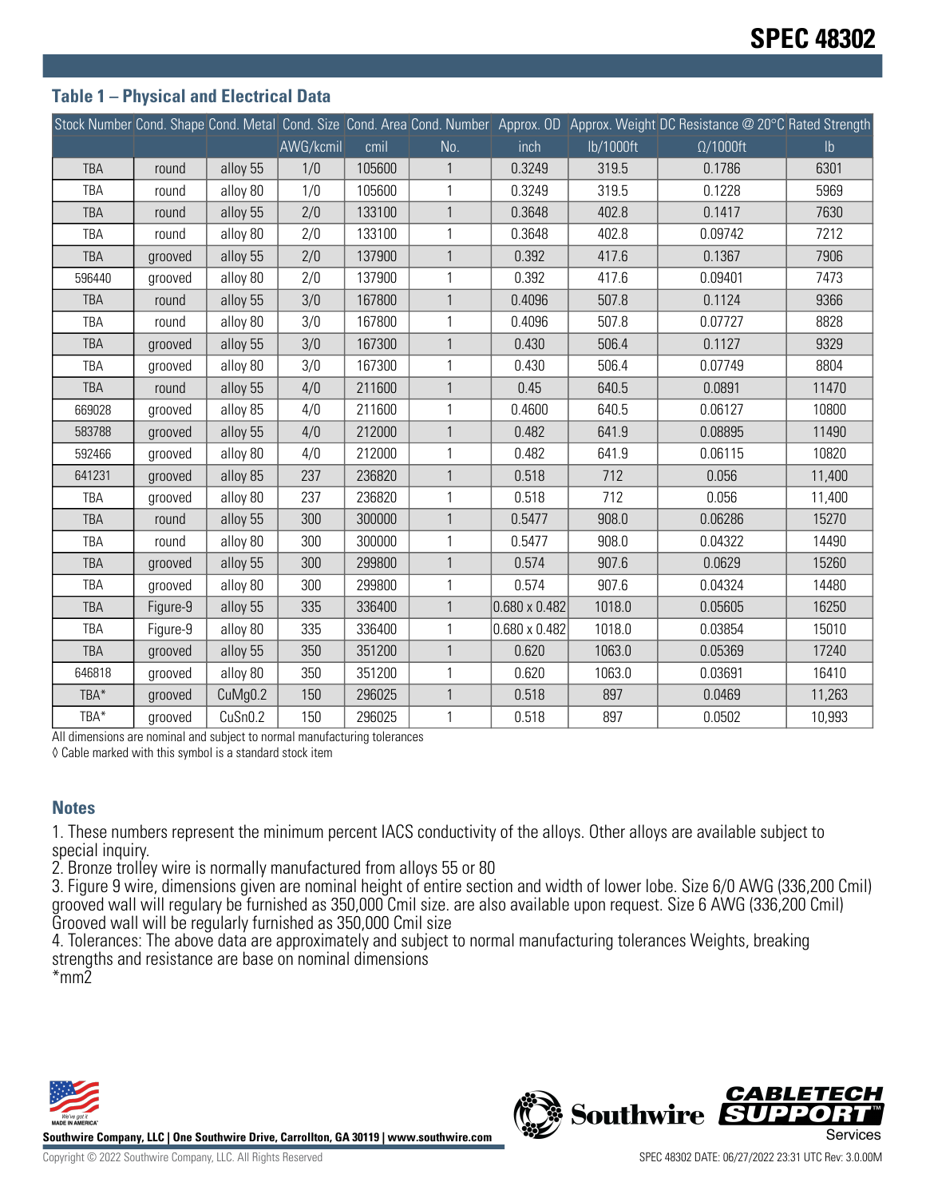### Table 1 – Physical and Electrical Data

| Stock Number | Cond. Shape | Cond. Metal | Cond. Size | Cond. Area | Cond. Number | Approx. OD | Approx. Weight | DC Resistance @ 20°C | Rated Strength |
|---|---|---|---|---|---|---|---|---|---|
| | | | AWG/kcmil | cmil | No. | inch | lb/1000ft | Ω/1000ft | lb |
| TBA | round | alloy 55 | 1/0 | 105600 | 1 | 0.3249 | 319.5 | 0.1786 | 6301 |
| TBA | round | alloy 80 | 1/0 | 105600 | 1 | 0.3249 | 319.5 | 0.1228 | 5969 |
| TBA | round | alloy 55 | 2/0 | 133100 | 1 | 0.3648 | 402.8 | 0.1417 | 7630 |
| TBA | round | alloy 80 | 2/0 | 133100 | 1 | 0.3648 | 402.8 | 0.09742 | 7212 |
| TBA | grooved | alloy 55 | 2/0 | 137900 | 1 | 0.392 | 417.6 | 0.1367 | 7906 |
| 596440 | grooved | alloy 80 | 2/0 | 137900 | 1 | 0.392 | 417.6 | 0.09401 | 7473 |
| TBA | round | alloy 55 | 3/0 | 167800 | 1 | 0.4096 | 507.8 | 0.1124 | 9366 |
| TBA | round | alloy 80 | 3/0 | 167800 | 1 | 0.4096 | 507.8 | 0.07727 | 8828 |
| TBA | grooved | alloy 55 | 3/0 | 167300 | 1 | 0.430 | 506.4 | 0.1127 | 9329 |
| TBA | grooved | alloy 80 | 3/0 | 167300 | 1 | 0.430 | 506.4 | 0.07749 | 8804 |
| TBA | round | alloy 55 | 4/0 | 211600 | 1 | 0.45 | 640.5 | 0.0891 | 11470 |
| 669028 | grooved | alloy 85 | 4/0 | 211600 | 1 | 0.4600 | 640.5 | 0.06127 | 10800 |
| 583788 | grooved | alloy 55 | 4/0 | 212000 | 1 | 0.482 | 641.9 | 0.08895 | 11490 |
| 592466 | grooved | alloy 80 | 4/0 | 212000 | 1 | 0.482 | 641.9 | 0.06115 | 10820 |
| 641231 | grooved | alloy 85 | 237 | 236820 | 1 | 0.518 | 712 | 0.056 | 11,400 |
| TBA | grooved | alloy 80 | 237 | 236820 | 1 | 0.518 | 712 | 0.056 | 11,400 |
| TBA | round | alloy 55 | 300 | 300000 | 1 | 0.5477 | 908.0 | 0.06286 | 15270 |
| TBA | round | alloy 80 | 300 | 300000 | 1 | 0.5477 | 908.0 | 0.04322 | 14490 |
| TBA | grooved | alloy 55 | 300 | 299800 | 1 | 0.574 | 907.6 | 0.0629 | 15260 |
| TBA | grooved | alloy 80 | 300 | 299800 | 1 | 0.574 | 907.6 | 0.04324 | 14480 |
| TBA | Figure-9 | alloy 55 | 335 | 336400 | 1 | 0.680 x 0.482 | 1018.0 | 0.05605 | 16250 |
| TBA | Figure-9 | alloy 80 | 335 | 336400 | 1 | 0.680 x 0.482 | 1018.0 | 0.03854 | 15010 |
| TBA | grooved | alloy 55 | 350 | 351200 | 1 | 0.620 | 1063.0 | 0.05369 | 17240 |
| 646818 | grooved | alloy 80 | 350 | 351200 | 1 | 0.620 | 1063.0 | 0.03691 | 16410 |
| TBA* | grooved | CuMg0.2 | 150 | 296025 | 1 | 0.518 | 897 | 0.0469 | 11,263 |
| TBA* | grooved | CuSn0.2 | 150 | 296025 | 1 | 0.518 | 897 | 0.0502 | 10,993 |

All dimensions are nominal and subject to normal manufacturing tolerances

◊ Cable marked with this symbol is a standard stock item

## Notes

1. These numbers represent the minimum percent IACS conductivity of the alloys. Other alloys are available subject to special inquiry.
2. Bronze trolley wire is normally manufactured from alloys 55 or 80
3. Figure 9 wire, dimensions given are nominal height of entire section and width of lower lobe. Size 6/0 AWG (336,200 Cmil) grooved wall will regulary be furnished as 350,000 Cmil size. are also available upon request. Size 6 AWG (336,200 Cmil) Grooved wall will be regularly furnished as 350,000 Cmil size
4. Tolerances: The above data are approximately and subject to normal manufacturing tolerances Weights, breaking strengths and resistance are base on nominal dimensions

*mm2

Southwire Company, LLC | One Southwire Drive, Carrollton, GA 30119 | www.southwire.com